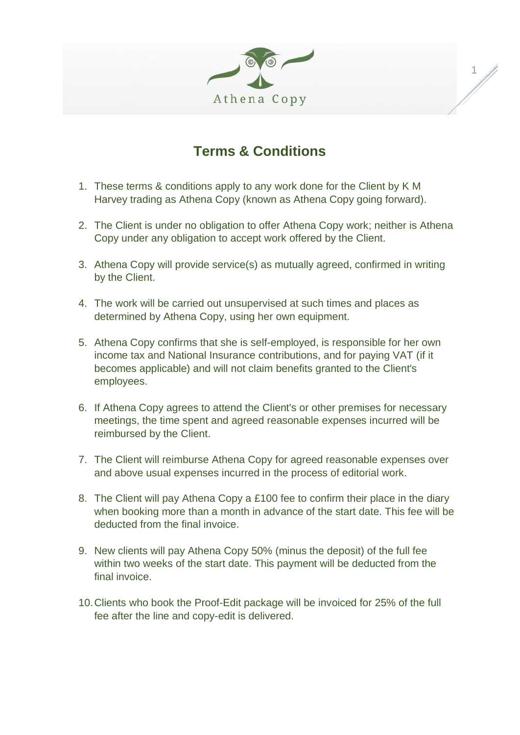Athena Copy

# Terms & Conditions

1. These terms & conditions apply to any work done for the Client by K M Harvey trading as Athena Copy (known as Athena Copy going forward).

2. The Client is under no obligation to offer Athena Copy work; neither is Athena Copy under any obligation to accept work offered by the Client.

3. Athena Copy will provide service(s) as mutually agreed, confirmed in writing by the Client.

4. The work will be carried out unsupervised at such times and places as determined by Athena Copy, using her own equipment.

5. Athena Copy confirms that she is self-employed, is responsible for her own income tax and National Insurance contributions, and for paying VAT (if it becomes applicable) and will not claim benefits granted to the Client's employees.

6. If Athena Copy agrees to attend the Client's or other premises for necessary meetings, the time spent and agreed reasonable expenses incurred will be reimbursed by the Client.

7. The Client will reimburse Athena Copy for agreed reasonable expenses over and above usual expenses incurred in the process of editorial work.

8. The Client will pay Athena Copy a £100 fee to confirm their place in the diary when booking more than a month in advance of the start date. This fee will be deducted from the final invoice.

9. New clients will pay Athena Copy 50% (minus the deposit) of the full fee within two weeks of the start date. This payment will be deducted from the final invoice.

10. Clients who book the Proof-Edit package will be invoiced for 25% of the full fee after the line and copy-edit is delivered.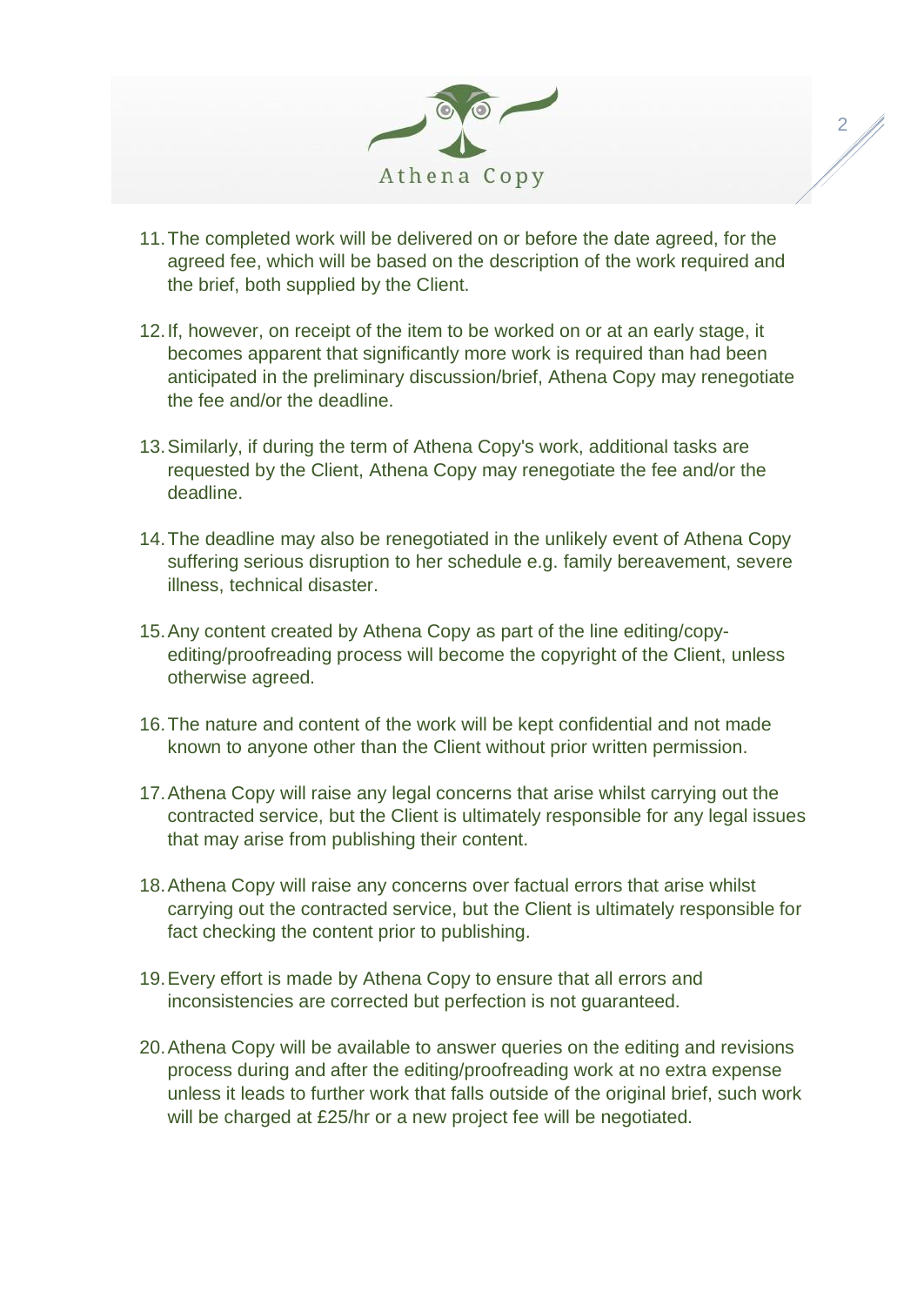11. The completed work will be delivered on or before the date agreed, for the agreed fee, which will be based on the description of the work required and the brief, both supplied by the Client.

12. If, however, on receipt of the item to be worked on or at an early stage, it becomes apparent that significantly more work is required than had been anticipated in the preliminary discussion/brief, Athena Copy may renegotiate the fee and/or the deadline.

13. Similarly, if during the term of Athena Copy's work, additional tasks are requested by the Client, Athena Copy may renegotiate the fee and/or the deadline.

14. The deadline may also be renegotiated in the unlikely event of Athena Copy suffering serious disruption to her schedule e.g. family bereavement, severe illness, technical disaster.

15. Any content created by Athena Copy as part of the line editing/copy-editing/proofreading process will become the copyright of the Client, unless otherwise agreed.

16. The nature and content of the work will be kept confidential and not made known to anyone other than the Client without prior written permission.

17. Athena Copy will raise any legal concerns that arise whilst carrying out the contracted service, but the Client is ultimately responsible for any legal issues that may arise from publishing their content.

18. Athena Copy will raise any concerns over factual errors that arise whilst carrying out the contracted service, but the Client is ultimately responsible for fact checking the content prior to publishing.

19. Every effort is made by Athena Copy to ensure that all errors and inconsistencies are corrected but perfection is not guaranteed.

20. Athena Copy will be available to answer queries on the editing and revisions process during and after the editing/proofreading work at no extra expense unless it leads to further work that falls outside of the original brief, such work will be charged at £25/hr or a new project fee will be negotiated.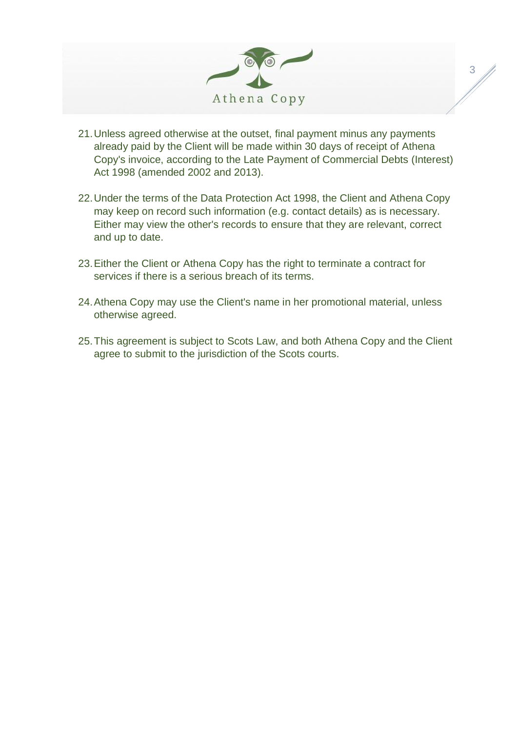21. Unless agreed otherwise at the outset, final payment minus any payments already paid by the Client will be made within 30 days of receipt of Athena Copy's invoice, according to the Late Payment of Commercial Debts (Interest) Act 1998 (amended 2002 and 2013).

22. Under the terms of the Data Protection Act 1998, the Client and Athena Copy may keep on record such information (e.g. contact details) as is necessary. Either may view the other's records to ensure that they are relevant, correct and up to date.

23. Either the Client or Athena Copy has the right to terminate a contract for services if there is a serious breach of its terms.

24. Athena Copy may use the Client's name in her promotional material, unless otherwise agreed.

25. This agreement is subject to Scots Law, and both Athena Copy and the Client agree to submit to the jurisdiction of the Scots courts.